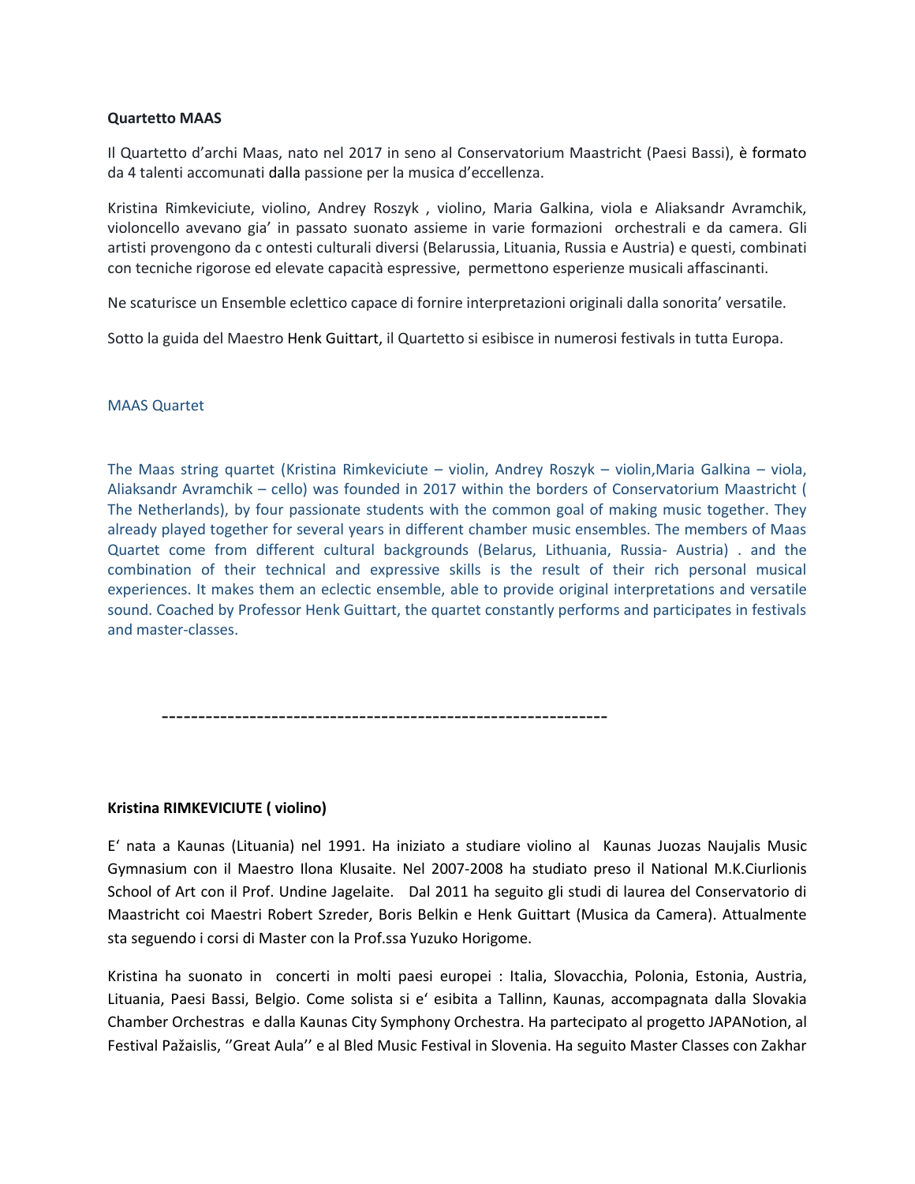**Quartetto MAAS**

Il Quartetto d'archi Maas, nato nel 2017 in seno al Conservatorium Maastricht (Paesi Bassi), è formato da 4 talenti accomunati dalla passione per la musica d'eccellenza.

Kristina Rimkeviciute, violino, Andrey Roszyk , violino, Maria Galkina, viola e Aliaksandr Avramchik, violoncello avevano gia' in passato suonato assieme in varie formazioni orchestrali e da camera. Gli artisti provengono da c ontesti culturali diversi (Belarussia, Lituania, Russia e Austria) e questi, combinati con tecniche rigorose ed elevate capacità espressive, permettono esperienze musicali affascinanti.

Ne scaturisce un Ensemble eclettico capace di fornire interpretazioni originali dalla sonorita' versatile.

Sotto la guida del Maestro Henk Guittart, il Quartetto si esibisce in numerosi festivals in tutta Europa.

MAAS Quartet

The Maas string quartet (Kristina Rimkeviciute – violin, Andrey Roszyk – violin,Maria Galkina – viola, Aliaksandr Avramchik – cello) was founded in 2017 within the borders of Conservatorium Maastricht ( The Netherlands), by four passionate students with the common goal of making music together. They already played together for several years in different chamber music ensembles. The members of Maas Quartet come from different cultural backgrounds (Belarus, Lithuania, Russia- Austria) . and the combination of their technical and expressive skills is the result of their rich personal musical experiences. It makes them an eclectic ensemble, able to provide original interpretations and versatile sound. Coached by Professor Henk Guittart, the quartet constantly performs and participates in festivals and master-classes.

---

**Kristina RIMKEVICIUTE ( violino)**

E' nata a Kaunas (Lituania) nel 1991. Ha iniziato a studiare violino al Kaunas Juozas Naujalis Music Gymnasium con il Maestro Ilona Klusaite. Nel 2007-2008 ha studiato preso il National M.K.Ciurlionis School of Art con il Prof. Undine Jagelaite. Dal 2011 ha seguito gli studi di laurea del Conservatorio di Maastricht coi Maestri Robert Szreder, Boris Belkin e Henk Guittart (Musica da Camera). Attualmente sta seguendo i corsi di Master con la Prof.ssa Yuzuko Horigome.

Kristina ha suonato in concerti in molti paesi europei : Italia, Slovacchia, Polonia, Estonia, Austria, Lituania, Paesi Bassi, Belgio. Come solista si e' esibita a Tallinn, Kaunas, accompagnata dalla Slovakia Chamber Orchestras e dalla Kaunas City Symphony Orchestra. Ha partecipato al progetto JAPANotion, al Festival Pažaislis, ''Great Aula'' e al Bled Music Festival in Slovenia. Ha seguito Master Classes con Zakhar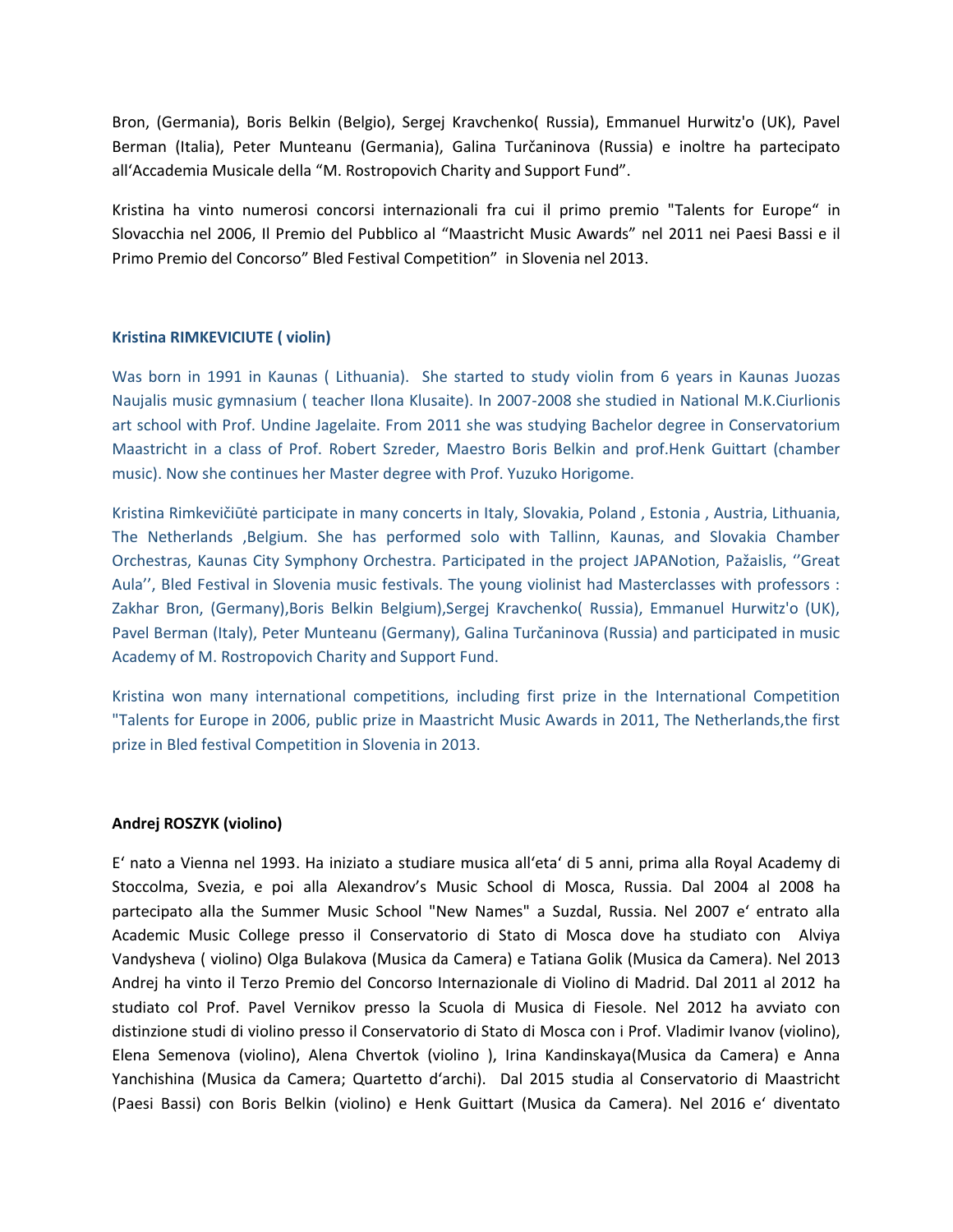Bron, (Germania), Boris Belkin (Belgio), Sergej Kravchenko( Russia), Emmanuel Hurwitz'o (UK), Pavel Berman (Italia), Peter Munteanu (Germania), Galina Turčaninova (Russia) e inoltre ha partecipato all'Accademia Musicale della "M. Rostropovich Charity and Support Fund".

Kristina ha vinto numerosi concorsi internazionali fra cui il primo premio "Talents for Europe" in Slovacchia nel 2006, Il Premio del Pubblico al "Maastricht Music Awards" nel 2011 nei Paesi Bassi e il Primo Premio del Concorso" Bled Festival Competition" in Slovenia nel 2013.

**Kristina RIMKEVICIUTE ( violin)**

Was born in 1991 in Kaunas ( Lithuania). She started to study violin from 6 years in Kaunas Juozas Naujalis music gymnasium ( teacher Ilona Klusaite). In 2007-2008 she studied in National M.K.Ciurlionis art school with Prof. Undine Jagelaite. From 2011 she was studying Bachelor degree in Conservatorium Maastricht in a class of Prof. Robert Szreder, Maestro Boris Belkin and prof.Henk Guittart (chamber music). Now she continues her Master degree with Prof. Yuzuko Horigome.

Kristina Rimkevičiūtė participate in many concerts in Italy, Slovakia, Poland , Estonia , Austria, Lithuania, The Netherlands ,Belgium. She has performed solo with Tallinn, Kaunas, and Slovakia Chamber Orchestras, Kaunas City Symphony Orchestra. Participated in the project JAPANotion, Pažaislis, ''Great Aula'', Bled Festival in Slovenia music festivals. The young violinist had Masterclasses with professors : Zakhar Bron, (Germany),Boris Belkin Belgium),Sergej Kravchenko( Russia), Emmanuel Hurwitz'o (UK), Pavel Berman (Italy), Peter Munteanu (Germany), Galina Turčaninova (Russia) and participated in music Academy of M. Rostropovich Charity and Support Fund.

Kristina won many international competitions, including first prize in the International Competition "Talents for Europe in 2006, public prize in Maastricht Music Awards in 2011, The Netherlands,the first prize in Bled festival Competition in Slovenia in 2013.

**Andrej ROSZYK (violino)**

E' nato a Vienna nel 1993. Ha iniziato a studiare musica all'eta' di 5 anni, prima alla Royal Academy di Stoccolma, Svezia, e poi alla Alexandrov's Music School di Mosca, Russia. Dal 2004 al 2008 ha partecipato alla the Summer Music School "New Names" a Suzdal, Russia. Nel 2007 e' entrato alla Academic Music College presso il Conservatorio di Stato di Mosca dove ha studiato con Alviya Vandysheva ( violino) Olga Bulakova (Musica da Camera) e Tatiana Golik (Musica da Camera). Nel 2013 Andrej ha vinto il Terzo Premio del Concorso Internazionale di Violino di Madrid. Dal 2011 al 2012 ha studiato col Prof. Pavel Vernikov presso la Scuola di Musica di Fiesole. Nel 2012 ha avviato con distinzione studi di violino presso il Conservatorio di Stato di Mosca con i Prof. Vladimir Ivanov (violino), Elena Semenova (violino), Alena Chvertok (violino ), Irina Kandinskaya(Musica da Camera) e Anna Yanchishina (Musica da Camera; Quartetto d'archi). Dal 2015 studia al Conservatorio di Maastricht (Paesi Bassi) con Boris Belkin (violino) e Henk Guittart (Musica da Camera). Nel 2016 e' diventato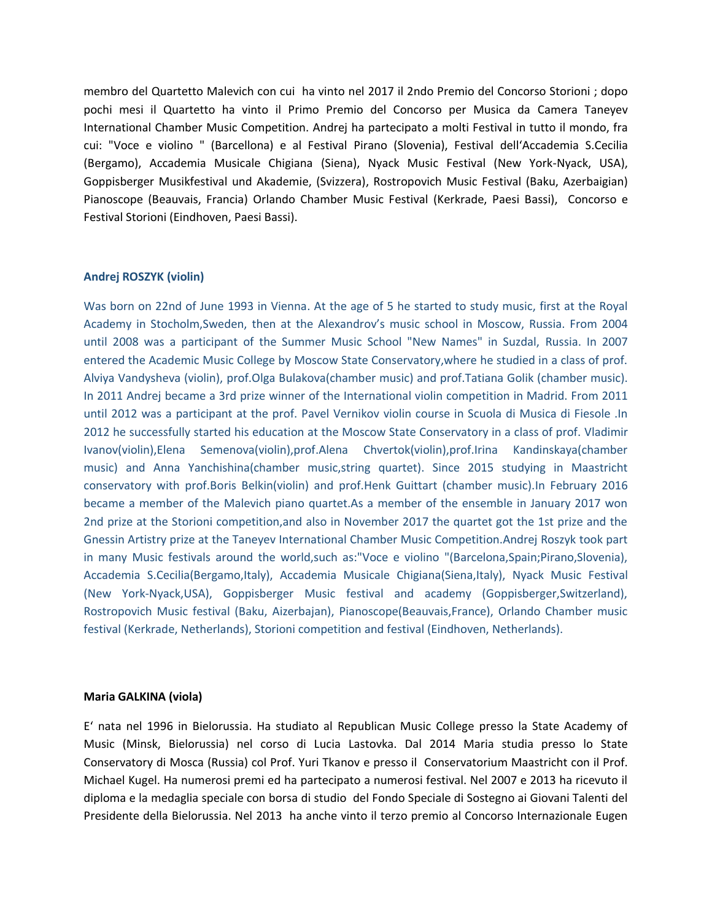membro del Quartetto Malevich con cui ha vinto nel 2017 il 2ndo Premio del Concorso Storioni ; dopo pochi mesi il Quartetto ha vinto il Primo Premio del Concorso per Musica da Camera Taneyev International Chamber Music Competition. Andrej ha partecipato a molti Festival in tutto il mondo, fra cui: "Voce e violino " (Barcellona) e al Festival Pirano (Slovenia), Festival dell'Accademia S.Cecilia (Bergamo), Accademia Musicale Chigiana (Siena), Nyack Music Festival (New York-Nyack, USA), Goppisberger Musikfestival und Akademie, (Svizzera), Rostropovich Music Festival (Baku, Azerbaigian) Pianoscope (Beauvais, Francia) Orlando Chamber Music Festival (Kerkrade, Paesi Bassi), Concorso e Festival Storioni (Eindhoven, Paesi Bassi).

**Andrej ROSZYK (violin)**

Was born on 22nd of June 1993 in Vienna. At the age of 5 he started to study music, first at the Royal Academy in Stocholm,Sweden, then at the Alexandrov's music school in Moscow, Russia. From 2004 until 2008 was a participant of the Summer Music School "New Names" in Suzdal, Russia. In 2007 entered the Academic Music College by Moscow State Conservatory,where he studied in a class of prof. Alviya Vandysheva (violin), prof.Olga Bulakova(chamber music) and prof.Tatiana Golik (chamber music). In 2011 Andrej became a 3rd prize winner of the International violin competition in Madrid. From 2011 until 2012 was a participant at the prof. Pavel Vernikov violin course in Scuola di Musica di Fiesole .In 2012 he successfully started his education at the Moscow State Conservatory in a class of prof. Vladimir Ivanov(violin),Elena Semenova(violin),prof.Alena Chvertok(violin),prof.Irina Kandinskaya(chamber music) and Anna Yanchishina(chamber music,string quartet). Since 2015 studying in Maastricht conservatory with prof.Boris Belkin(violin) and prof.Henk Guittart (chamber music).In February 2016 became a member of the Malevich piano quartet.As a member of the ensemble in January 2017 won 2nd prize at the Storioni competition,and also in November 2017 the quartet got the 1st prize and the Gnessin Artistry prize at the Taneyev International Chamber Music Competition.Andrej Roszyk took part in many Music festivals around the world,such as:"Voce e violino "(Barcelona,Spain;Pirano,Slovenia), Accademia S.Cecilia(Bergamo,Italy), Accademia Musicale Chigiana(Siena,Italy), Nyack Music Festival (New York-Nyack,USA), Goppisberger Music festival and academy (Goppisberger,Switzerland), Rostropovich Music festival (Baku, Aizerbajan), Pianoscope(Beauvais,France), Orlando Chamber music festival (Kerkrade, Netherlands), Storioni competition and festival (Eindhoven, Netherlands).

**Maria GALKINA (viola)**

E' nata nel 1996 in Bielorussia. Ha studiato al Republican Music College presso la State Academy of Music (Minsk, Bielorussia) nel corso di Lucia Lastovka. Dal 2014 Maria studia presso lo State Conservatory di Mosca (Russia) col Prof. Yuri Tkanov e presso il Conservatorium Maastricht con il Prof. Michael Kugel. Ha numerosi premi ed ha partecipato a numerosi festival. Nel 2007 e 2013 ha ricevuto il diploma e la medaglia speciale con borsa di studio del Fondo Speciale di Sostegno ai Giovani Talenti del Presidente della Bielorussia. Nel 2013 ha anche vinto il terzo premio al Concorso Internazionale Eugen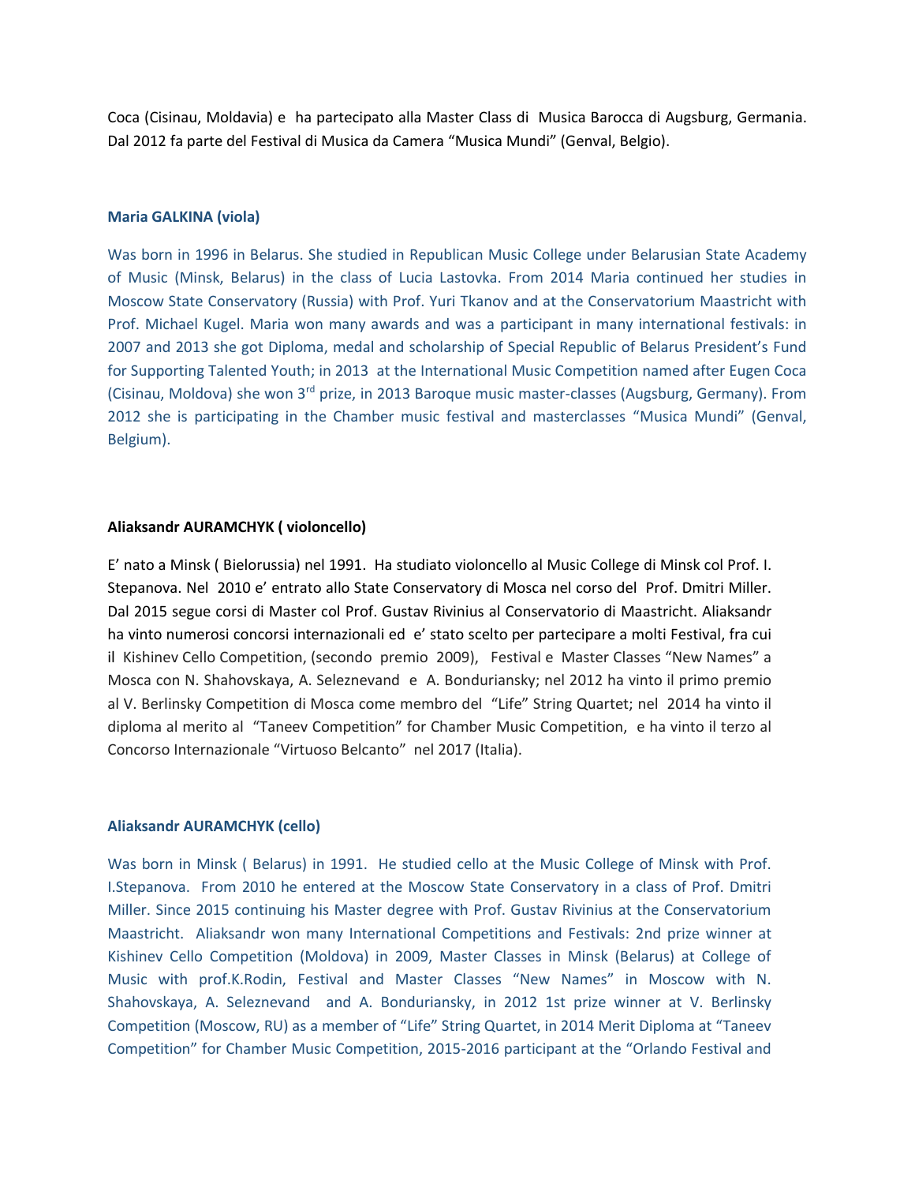Coca (Cisinau, Moldavia) e ha partecipato alla Master Class di Musica Barocca di Augsburg, Germania. Dal 2012 fa parte del Festival di Musica da Camera "Musica Mundi" (Genval, Belgio).

**Maria GALKINA (viola)**

Was born in 1996 in Belarus. She studied in Republican Music College under Belarusian State Academy of Music (Minsk, Belarus) in the class of Lucia Lastovka. From 2014 Maria continued her studies in Moscow State Conservatory (Russia) with Prof. Yuri Tkanov and at the Conservatorium Maastricht with Prof. Michael Kugel. Maria won many awards and was a participant in many international festivals: in 2007 and 2013 she got Diploma, medal and scholarship of Special Republic of Belarus President's Fund for Supporting Talented Youth; in 2013 at the International Music Competition named after Eugen Coca (Cisinau, Moldova) she won 3rd prize, in 2013 Baroque music master-classes (Augsburg, Germany). From 2012 she is participating in the Chamber music festival and masterclasses "Musica Mundi" (Genval, Belgium).

**Aliaksandr AURAMCHYK ( violoncello)**

E' nato a Minsk ( Bielorussia) nel 1991. Ha studiato violoncello al Music College di Minsk col Prof. I. Stepanova. Nel 2010 e' entrato allo State Conservatory di Mosca nel corso del Prof. Dmitri Miller. Dal 2015 segue corsi di Master col Prof. Gustav Rivinius al Conservatorio di Maastricht. Aliaksandr ha vinto numerosi concorsi internazionali ed e' stato scelto per partecipare a molti Festival, fra cui il Kishinev Cello Competition, (secondo premio 2009), Festival e Master Classes "New Names" a Mosca con N. Shahovskaya, A. Seleznevand e A. Bonduriansky; nel 2012 ha vinto il primo premio al V. Berlinsky Competition di Mosca come membro del "Life" String Quartet; nel 2014 ha vinto il diploma al merito al "Taneev Competition" for Chamber Music Competition, e ha vinto il terzo al Concorso Internazionale "Virtuoso Belcanto" nel 2017 (Italia).

**Aliaksandr AURAMCHYK (cello)**

Was born in Minsk ( Belarus) in 1991. He studied cello at the Music College of Minsk with Prof. I.Stepanova. From 2010 he entered at the Moscow State Conservatory in a class of Prof. Dmitri Miller. Since 2015 continuing his Master degree with Prof. Gustav Rivinius at the Conservatorium Maastricht. Aliaksandr won many International Competitions and Festivals: 2nd prize winner at Kishinev Cello Competition (Moldova) in 2009, Master Classes in Minsk (Belarus) at College of Music with prof.K.Rodin, Festival and Master Classes "New Names" in Moscow with N. Shahovskaya, A. Seleznevand and A. Bonduriansky, in 2012 1st prize winner at V. Berlinsky Competition (Moscow, RU) as a member of "Life" String Quartet, in 2014 Merit Diploma at "Taneev Competition" for Chamber Music Competition, 2015-2016 participant at the "Orlando Festival and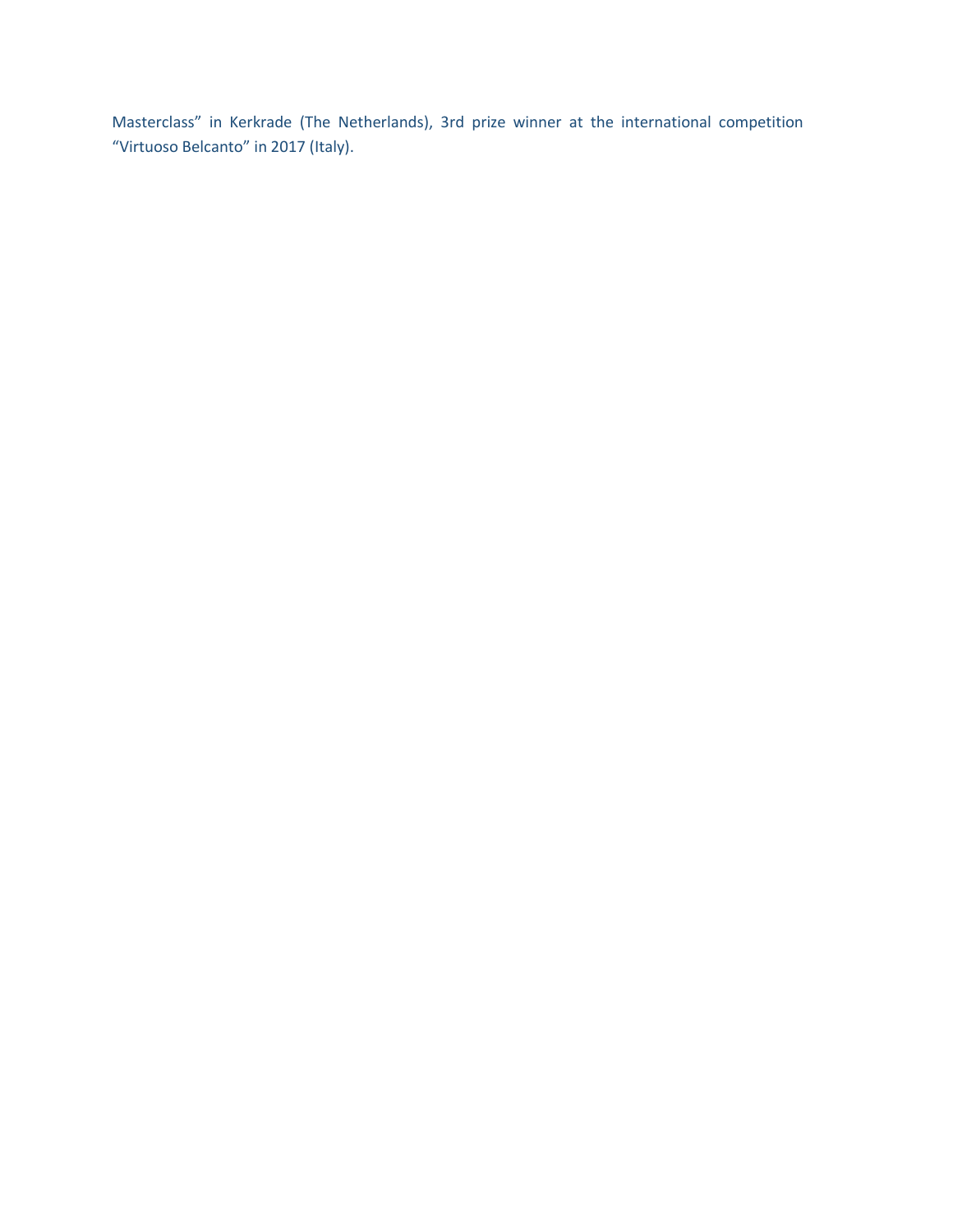Masterclass” in Kerkrade (The Netherlands), 3rd prize winner at the international competition “Virtuoso Belcanto” in 2017 (Italy).